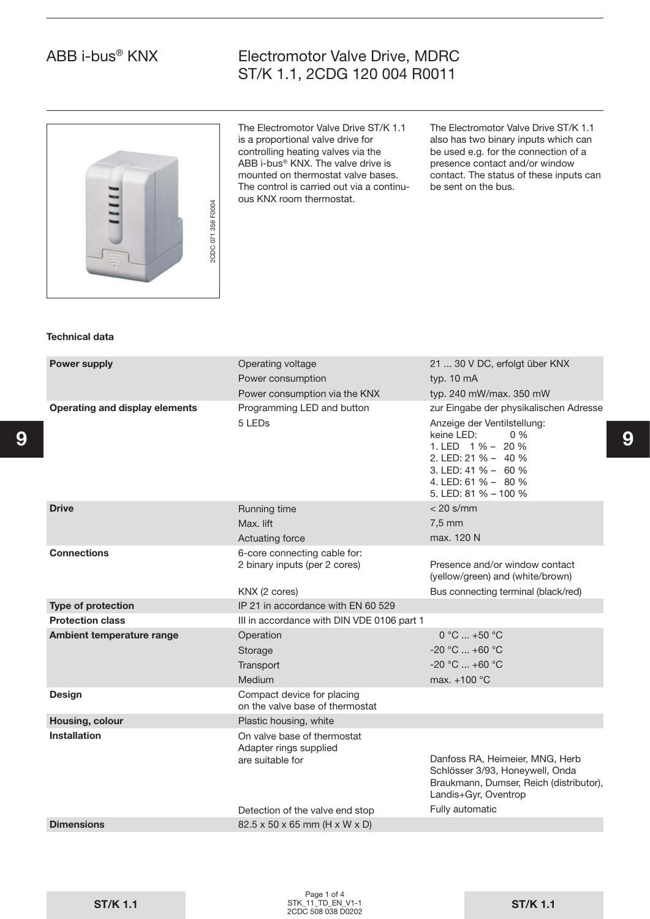# ABB i-bus® KNX

## Electromotor Valve Drive, MDRC ST/K 1.1, 2CDG 120 004 R0011

2CDC 071 356 F0004

The Electromotor Valve Drive ST/K 1.1 is a proportional valve drive for controlling heating valves via the ABB i-bus® KNX. The valve drive is mounted on thermostat valve bases. The control is carried out via a continuous KNX room thermostat.

The Electromotor Valve Drive ST/K 1.1 also has two binary inputs which can be used e.g. for the connection of a presence contact and/or window contact. The status of these inputs can be sent on the bus.

### Technical data

| | | |
|---|---|---|
| **Power supply** | Operating voltage | 21 ... 30 V DC, erfolgt über KNX |
| | Power consumption | typ. 10 mA |
| | Power consumption via the KNX | typ. 240 mW/max. 350 mW |
| **Operating and display elements** | Programming LED and button | zur Eingabe der physikalischen Adresse |
| | 5 LEDs | Anzeige der Ventilstellung:<br>keine LED: 0 %<br>1. LED 1 % – 20 %<br>2. LED: 21 % – 40 %<br>3. LED: 41 % – 60 %<br>4. LED: 61 % – 80 %<br>5. LED: 81 % – 100 % |
| **Drive** | Running time | < 20 s/mm |
| | Max. lift | 7,5 mm |
| | Actuating force | max. 120 N |
| **Connections** | 6-core connecting cable for:<br>2 binary inputs (per 2 cores) | Presence and/or window contact (yellow/green) and (white/brown) |
| | KNX (2 cores) | Bus connecting terminal (black/red) |
| **Type of protection** | IP 21 in accordance with EN 60 529 | |
| **Protection class** | III in accordance with DIN VDE 0106 part 1 | |
| **Ambient temperature range** | Operation | 0 °C ... +50 °C |
| | Storage | -20 °C ... +60 °C |
| | Transport | -20 °C ... +60 °C |
| | Medium | max. +100 °C |
| **Design** | Compact device for placing on the valve base of thermostat | |
| **Housing, colour** | Plastic housing, white | |
| **Installation** | On valve base of thermostat<br>Adapter rings supplied are suitable for | Danfoss RA, Heimeier, MNG, Herb Schlösser 3/93, Honeywell, Onda Braukmann, Dumser, Reich (distributor), Landis+Gyr, Oventrop |
| | Detection of the valve end stop | Fully automatic |
| **Dimensions** | 82.5 x 50 x 65 mm (H x W x D) | |

STK_11_TD_EN_V1-1
2CDC 508 038 D0202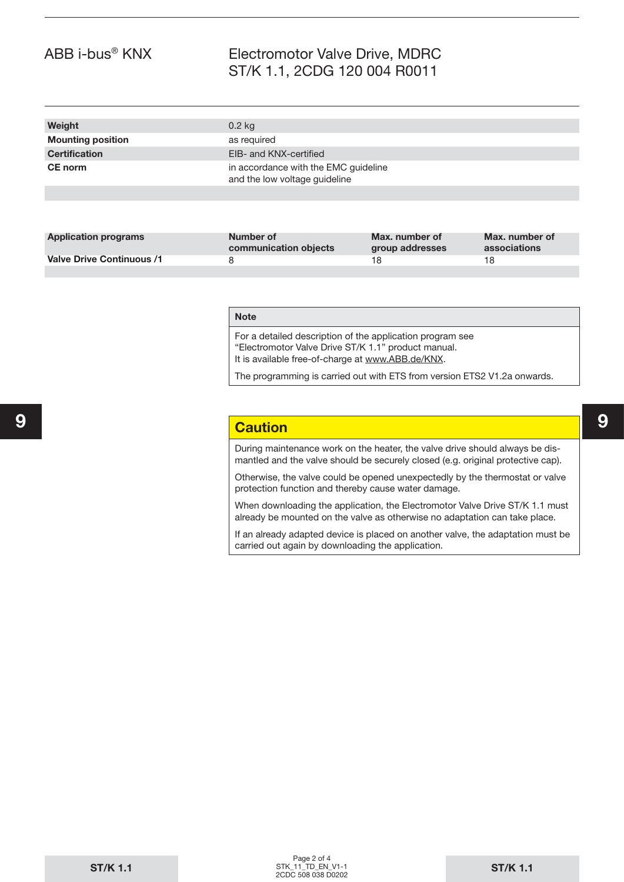| | |
|---|---|
| **Weight** | 0.2 kg |
| **Mounting position** | as required |
| **Certification** | EIB- and KNX-certified |
| **CE norm** | in accordance with the EMC guideline and the low voltage guideline |

| Application programs | Number of communication objects | Max. number of group addresses | Max. number of associations |
|---|---|---|---|
| **Valve Drive Continuous /1** | 8 | 18 | 18 |

**Note**

For a detailed description of the application program see "Electromotor Valve Drive ST/K 1.1" product manual.
It is available free-of-charge at www.ABB.de/KNX.

The programming is carried out with ETS from version ETS2 V1.2a onwards.

## Caution

During maintenance work on the heater, the valve drive should always be dismantled and the valve should be securely closed (e.g. original protective cap).

Otherwise, the valve could be opened unexpectedly by the thermostat or valve protection function and thereby cause water damage.

When downloading the application, the Electromotor Valve Drive ST/K 1.1 must already be mounted on the valve as otherwise no adaptation can take place.

If an already adapted device is placed on another valve, the adaptation must be carried out again by downloading the application.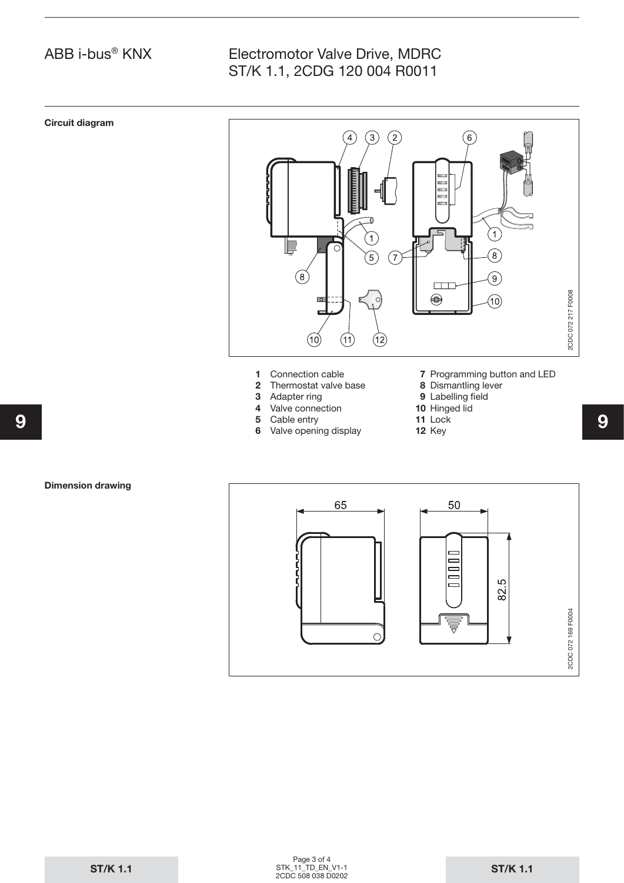## Circuit diagram

1 Connection cable
2 Thermostat valve base
3 Adapter ring
4 Valve connection
5 Cable entry
6 Valve opening display
7 Programming button and LED
8 Dismantling lever
9 Labelling field
10 Hinged lid
11 Lock
12 Key

## Dimension drawing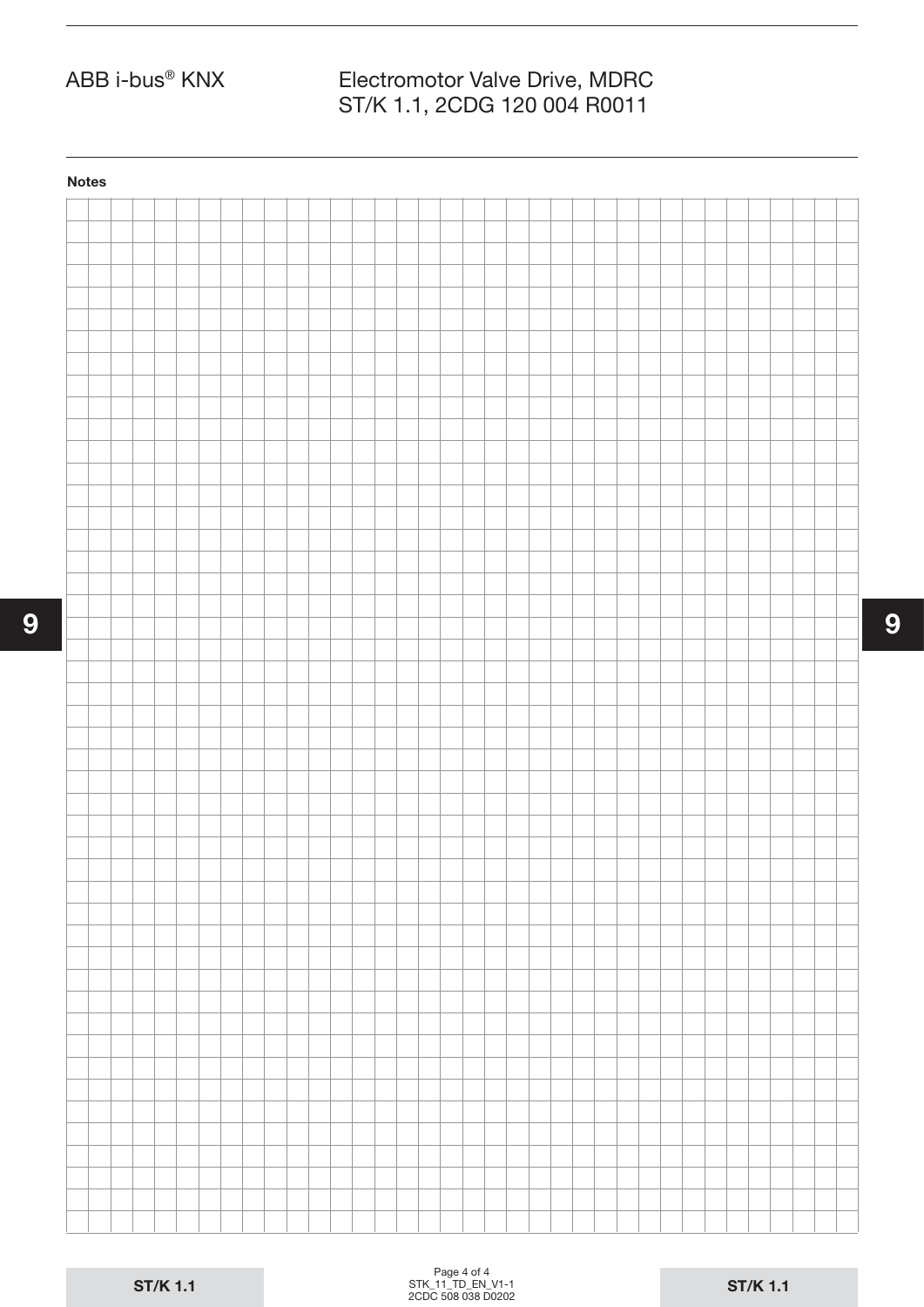**Notes**